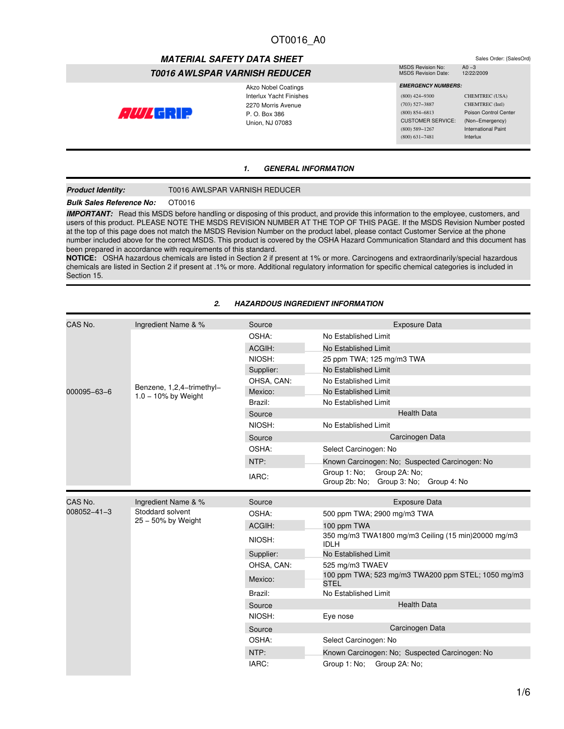OT0016_A0

# MATERIAL SAFETY DATA SHEET

## T0016 AWLSPAR VARNISH REDUCER

Sales Order: {SalesOrd}

MSDS Revision No: A0 –3
MSDS Revision Date: 12/22/2009

AWLGRIP

Akzo Nobel Coatings
Interlux Yacht Finishes
2270 Morris Avenue
P. O. Box 386
Union, NJ 07083

**EMERGENCY NUMBERS:**

| | |
|---|---|
| (800) 424–9300 | CHEMTREC (USA) |
| (703) 527–3887 | CHEMTREC (Intl) |
| (800) 854–6813 | Poison Control Center |
| CUSTOMER SERVICE: | (Non–Emergency) |
| (800) 589–1267 | International Paint |
| (800) 631–7481 | Interlux |

## 1. GENERAL INFORMATION

**Product Identity:** T0016 AWLSPAR VARNISH REDUCER

**Bulk Sales Reference No:** OT0016

**IMPORTANT:** Read this MSDS before handling or disposing of this product, and provide this information to the employee, customers, and users of this product. PLEASE NOTE THE MSDS REVISION NUMBER AT THE TOP OF THIS PAGE. If the MSDS Revision Number posted at the top of this page does not match the MSDS Revision Number on the product label, please contact Customer Service at the phone number included above for the correct MSDS. This product is covered by the OSHA Hazard Communication Standard and this document has been prepared in accordance with requirements of this standard.

**NOTICE:** OSHA hazardous chemicals are listed in Section 2 if present at 1% or more. Carcinogens and extraordinarily/special hazardous chemicals are listed in Section 2 if present at .1% or more. Additional regulatory information for specific chemical categories is included in Section 15.

## 2. HAZARDOUS INGREDIENT INFORMATION

| CAS No. | Ingredient Name & % | Source | Exposure Data |
|---|---|---|---|
| 000095–63–6 | Benzene, 1,2,4–trimethyl– 1.0 – 10% by Weight | OSHA: | No Established Limit |
| | | ACGIH: | No Established Limit |
| | | NIOSH: | 25 ppm TWA; 125 mg/m3 TWA |
| | | Supplier: | No Established Limit |
| | | OHSA, CAN: | No Established Limit |
| | | Mexico: | No Established Limit |
| | | Brazil: | No Established Limit |
| | | Source | Health Data |
| | | NIOSH: | No Established Limit |
| | | Source | Carcinogen Data |
| | | OSHA: | Select Carcinogen: No |
| | | NTP: | Known Carcinogen: No; Suspected Carcinogen: No |
| | | IARC: | Group 1: No; Group 2A: No; Group 2b: No; Group 3: No; Group 4: No |

| CAS No. | Ingredient Name & % | Source | Exposure Data |
|---|---|---|---|
| 008052–41–3 | Stoddard solvent 25 – 50% by Weight | OSHA: | 500 ppm TWA; 2900 mg/m3 TWA |
| | | ACGIH: | 100 ppm TWA |
| | | NIOSH: | 350 mg/m3 TWA1800 mg/m3 Ceiling (15 min)20000 mg/m3 IDLH |
| | | Supplier: | No Established Limit |
| | | OHSA, CAN: | 525 mg/m3 TWAEV |
| | | Mexico: | 100 ppm TWA; 523 mg/m3 TWA200 ppm STEL; 1050 mg/m3 STEL |
| | | Brazil: | No Established Limit |
| | | Source | Health Data |
| | | NIOSH: | Eye nose |
| | | Source | Carcinogen Data |
| | | OSHA: | Select Carcinogen: No |
| | | NTP: | Known Carcinogen: No; Suspected Carcinogen: No |
| | | IARC: | Group 1: No; Group 2A: No; |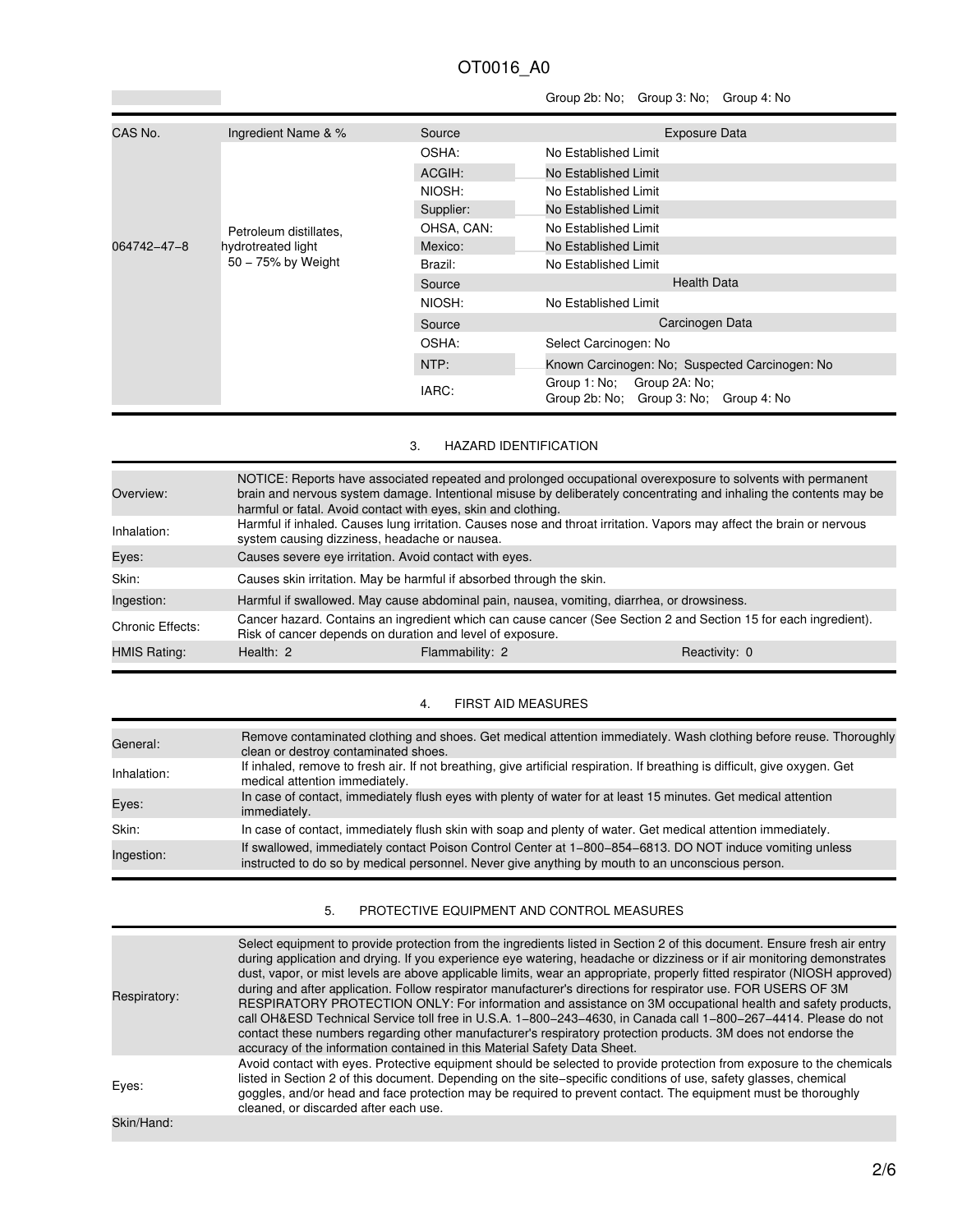| | | | Group 2b: No; Group 3: No; Group 4: No |
|---|---|---|---|

| CAS No. | Ingredient Name & % | Source | Exposure Data |
|---|---|---|---|
| 064742–47–8 | Petroleum distillates, hydrotreated light 50 – 75% by Weight | OSHA: | No Established Limit |
| | | ACGIH: | No Established Limit |
| | | NIOSH: | No Established Limit |
| | | Supplier: | No Established Limit |
| | | OHSA, CAN: | No Established Limit |
| | | Mexico: | No Established Limit |
| | | Brazil: | No Established Limit |
| | | Source | Health Data |
| | | NIOSH: | No Established Limit |
| | | Source | Carcinogen Data |
| | | OSHA: | Select Carcinogen: No |
| | | NTP: | Known Carcinogen: No; Suspected Carcinogen: No |
| | | IARC: | Group 1: No; Group 2A: No; Group 2b: No; Group 3: No; Group 4: No |

## 3. HAZARD IDENTIFICATION

| | | | |
|---|---|---|---|
| Overview: | NOTICE: Reports have associated repeated and prolonged occupational overexposure to solvents with permanent brain and nervous system damage. Intentional misuse by deliberately concentrating and inhaling the contents may be harmful or fatal. Avoid contact with eyes, skin and clothing. | | |
| Inhalation: | Harmful if inhaled. Causes lung irritation. Causes nose and throat irritation. Vapors may affect the brain or nervous system causing dizziness, headache or nausea. | | |
| Eyes: | Causes severe eye irritation. Avoid contact with eyes. | | |
| Skin: | Causes skin irritation. May be harmful if absorbed through the skin. | | |
| Ingestion: | Harmful if swallowed. May cause abdominal pain, nausea, vomiting, diarrhea, or drowsiness. | | |
| Chronic Effects: | Cancer hazard. Contains an ingredient which can cause cancer (See Section 2 and Section 15 for each ingredient). Risk of cancer depends on duration and level of exposure. | | |
| HMIS Rating: | Health: 2 | Flammability: 2 | Reactivity: 0 |

## 4. FIRST AID MEASURES

| | |
|---|---|
| General: | Remove contaminated clothing and shoes. Get medical attention immediately. Wash clothing before reuse. Thoroughly clean or destroy contaminated shoes. |
| Inhalation: | If inhaled, remove to fresh air. If not breathing, give artificial respiration. If breathing is difficult, give oxygen. Get medical attention immediately. |
| Eyes: | In case of contact, immediately flush eyes with plenty of water for at least 15 minutes. Get medical attention immediately. |
| Skin: | In case of contact, immediately flush skin with soap and plenty of water. Get medical attention immediately. |
| Ingestion: | If swallowed, immediately contact Poison Control Center at 1–800–854–6813. DO NOT induce vomiting unless instructed to do so by medical personnel. Never give anything by mouth to an unconscious person. |

## 5. PROTECTIVE EQUIPMENT AND CONTROL MEASURES

| | |
|---|---|
| Respiratory: | Select equipment to provide protection from the ingredients listed in Section 2 of this document. Ensure fresh air entry during application and drying. If you experience eye watering, headache or dizziness or if air monitoring demonstrates dust, vapor, or mist levels are above applicable limits, wear an appropriate, properly fitted respirator (NIOSH approved) during and after application. Follow respirator manufacturer's directions for respirator use. FOR USERS OF 3M RESPIRATORY PROTECTION ONLY: For information and assistance on 3M occupational health and safety products, call OH&ESD Technical Service toll free in U.S.A. 1–800–243–4630, in Canada call 1–800–267–4414. Please do not contact these numbers regarding other manufacturer's respiratory protection products. 3M does not endorse the accuracy of the information contained in this Material Safety Data Sheet. |
| Eyes: | Avoid contact with eyes. Protective equipment should be selected to provide protection from exposure to the chemicals listed in Section 2 of this document. Depending on the site–specific conditions of use, safety glasses, chemical goggles, and/or head and face protection may be required to prevent contact. The equipment must be thoroughly cleaned, or discarded after each use. |
| Skin/Hand: | |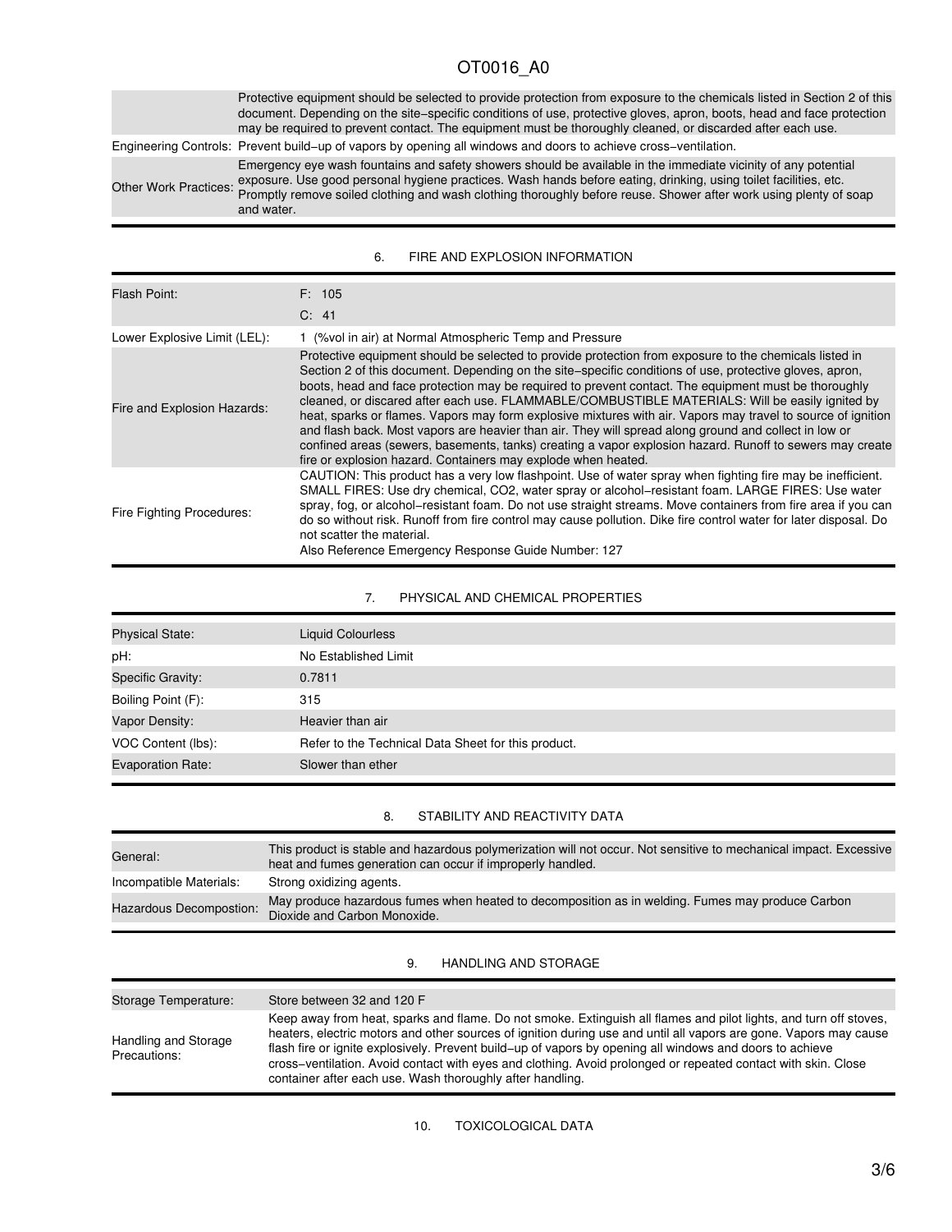| | |
|---|---|
| | Protective equipment should be selected to provide protection from exposure to the chemicals listed in Section 2 of this document. Depending on the site−specific conditions of use, protective gloves, apron, boots, head and face protection may be required to prevent contact. The equipment must be thoroughly cleaned, or discarded after each use. |
| Engineering Controls: | Prevent build−up of vapors by opening all windows and doors to achieve cross−ventilation. |
| Other Work Practices: | Emergency eye wash fountains and safety showers should be available in the immediate vicinity of any potential exposure. Use good personal hygiene practices. Wash hands before eating, drinking, using toilet facilities, etc. Promptly remove soiled clothing and wash clothing thoroughly before reuse. Shower after work using plenty of soap and water. |

## 6. FIRE AND EXPLOSION INFORMATION

| | |
|---|---|
| Flash Point: | F: 105<br>C: 41 |
| Lower Explosive Limit (LEL): | 1 (%vol in air) at Normal Atmospheric Temp and Pressure |
| Fire and Explosion Hazards: | Protective equipment should be selected to provide protection from exposure to the chemicals listed in Section 2 of this document. Depending on the site−specific conditions of use, protective gloves, apron, boots, head and face protection may be required to prevent contact. The equipment must be thoroughly cleaned, or discared after each use. FLAMMABLE/COMBUSTIBLE MATERIALS: Will be easily ignited by heat, sparks or flames. Vapors may form explosive mixtures with air. Vapors may travel to source of ignition and flash back. Most vapors are heavier than air. They will spread along ground and collect in low or confined areas (sewers, basements, tanks) creating a vapor explosion hazard. Runoff to sewers may create fire or explosion hazard. Containers may explode when heated. |
| Fire Fighting Procedures: | CAUTION: This product has a very low flashpoint. Use of water spray when fighting fire may be inefficient. SMALL FIRES: Use dry chemical, CO2, water spray or alcohol−resistant foam. LARGE FIRES: Use water spray, fog, or alcohol−resistant foam. Do not use straight streams. Move containers from fire area if you can do so without risk. Runoff from fire control may cause pollution. Dike fire control water for later disposal. Do not scatter the material.<br>Also Reference Emergency Response Guide Number: 127 |

## 7. PHYSICAL AND CHEMICAL PROPERTIES

| | |
|---|---|
| Physical State: | Liquid Colourless |
| pH: | No Established Limit |
| Specific Gravity: | 0.7811 |
| Boiling Point (F): | 315 |
| Vapor Density: | Heavier than air |
| VOC Content (lbs): | Refer to the Technical Data Sheet for this product. |
| Evaporation Rate: | Slower than ether |

## 8. STABILITY AND REACTIVITY DATA

| | |
|---|---|
| General: | This product is stable and hazardous polymerization will not occur. Not sensitive to mechanical impact. Excessive heat and fumes generation can occur if improperly handled. |
| Incompatible Materials: | Strong oxidizing agents. |
| Hazardous Decompostion: | May produce hazardous fumes when heated to decomposition as in welding. Fumes may produce Carbon Dioxide and Carbon Monoxide. |

## 9. HANDLING AND STORAGE

| | |
|---|---|
| Storage Temperature: | Store between 32 and 120 F |
| Handling and Storage Precautions: | Keep away from heat, sparks and flame. Do not smoke. Extinguish all flames and pilot lights, and turn off stoves, heaters, electric motors and other sources of ignition during use and until all vapors are gone. Vapors may cause flash fire or ignite explosively. Prevent build−up of vapors by opening all windows and doors to achieve cross−ventilation. Avoid contact with eyes and clothing. Avoid prolonged or repeated contact with skin. Close container after each use. Wash thoroughly after handling. |

## 10. TOXICOLOGICAL DATA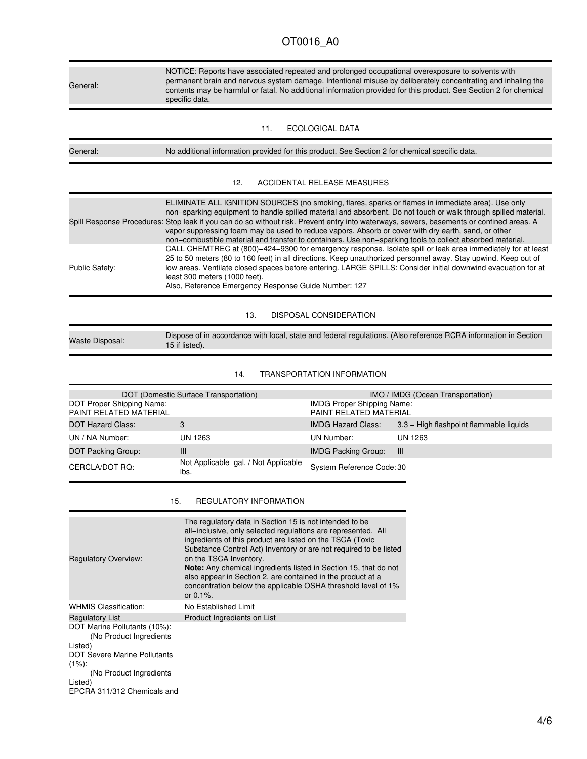| General: | NOTICE: Reports have associated repeated and prolonged occupational overexposure to solvents with permanent brain and nervous system damage. Intentional misuse by deliberately concentrating and inhaling the contents may be harmful or fatal. No additional information provided for this product. See Section 2 for chemical specific data. |
|---|---|

## 11. ECOLOGICAL DATA

| General: | No additional information provided for this product. See Section 2 for chemical specific data. |
|---|---|

## 12. ACCIDENTAL RELEASE MEASURES

| | |
|---|---|
| Spill Response Procedures: | ELIMINATE ALL IGNITION SOURCES (no smoking, flares, sparks or flames in immediate area). Use only non−sparking equipment to handle spilled material and absorbent. Do not touch or walk through spilled material. Stop leak if you can do so without risk. Prevent entry into waterways, sewers, basements or confined areas. A vapor suppressing foam may be used to reduce vapors. Absorb or cover with dry earth, sand, or other non−combustible material and transfer to containers. Use non−sparking tools to collect absorbed material. |
| Public Safety: | CALL CHEMTREC at (800)−424−9300 for emergency response. Isolate spill or leak area immediately for at least 25 to 50 meters (80 to 160 feet) in all directions. Keep unauthorized personnel away. Stay upwind. Keep out of low areas. Ventilate closed spaces before entering. LARGE SPILLS: Consider initial downwind evacuation for at least 300 meters (1000 feet).<br>Also, Reference Emergency Response Guide Number: 127 |

## 13. DISPOSAL CONSIDERATION

| Waste Disposal: | Dispose of in accordance with local, state and federal regulations. (Also reference RCRA information in Section 15 if listed). |
|---|---|

## 14. TRANSPORTATION INFORMATION

| DOT (Domestic Surface Transportation) | | IMO / IMDG (Ocean Transportation) | |
|---|---|---|---|
| DOT Proper Shipping Name: PAINT RELATED MATERIAL | | IMDG Proper Shipping Name: PAINT RELATED MATERIAL | |
| DOT Hazard Class: | 3 | IMDG Hazard Class: | 3.3 − High flashpoint flammable liquids |
| UN / NA Number: | UN 1263 | UN Number: | UN 1263 |
| DOT Packing Group: | III | IMDG Packing Group: | III |
| CERCLA/DOT RQ: | Not Applicable gal. / Not Applicable lbs. | System Reference Code: | 30 |

## 15. REGULATORY INFORMATION

| | |
|---|---|
| Regulatory Overview: | The regulatory data in Section 15 is not intended to be all−inclusive, only selected regulations are represented. All ingredients of this product are listed on the TSCA (Toxic Substance Control Act) Inventory or are not required to be listed on the TSCA Inventory.<br>**Note:** Any chemical ingredients listed in Section 15, that do not also appear in Section 2, are contained in the product at a concentration below the applicable OSHA threshold level of 1% or 0.1%. |
| WHMIS Classification: | No Established Limit |
| Regulatory List | Product Ingredients on List |

DOT Marine Pollutants (10%):
(No Product Ingredients Listed)
DOT Severe Marine Pollutants (1%):
(No Product Ingredients Listed)
EPCRA 311/312 Chemicals and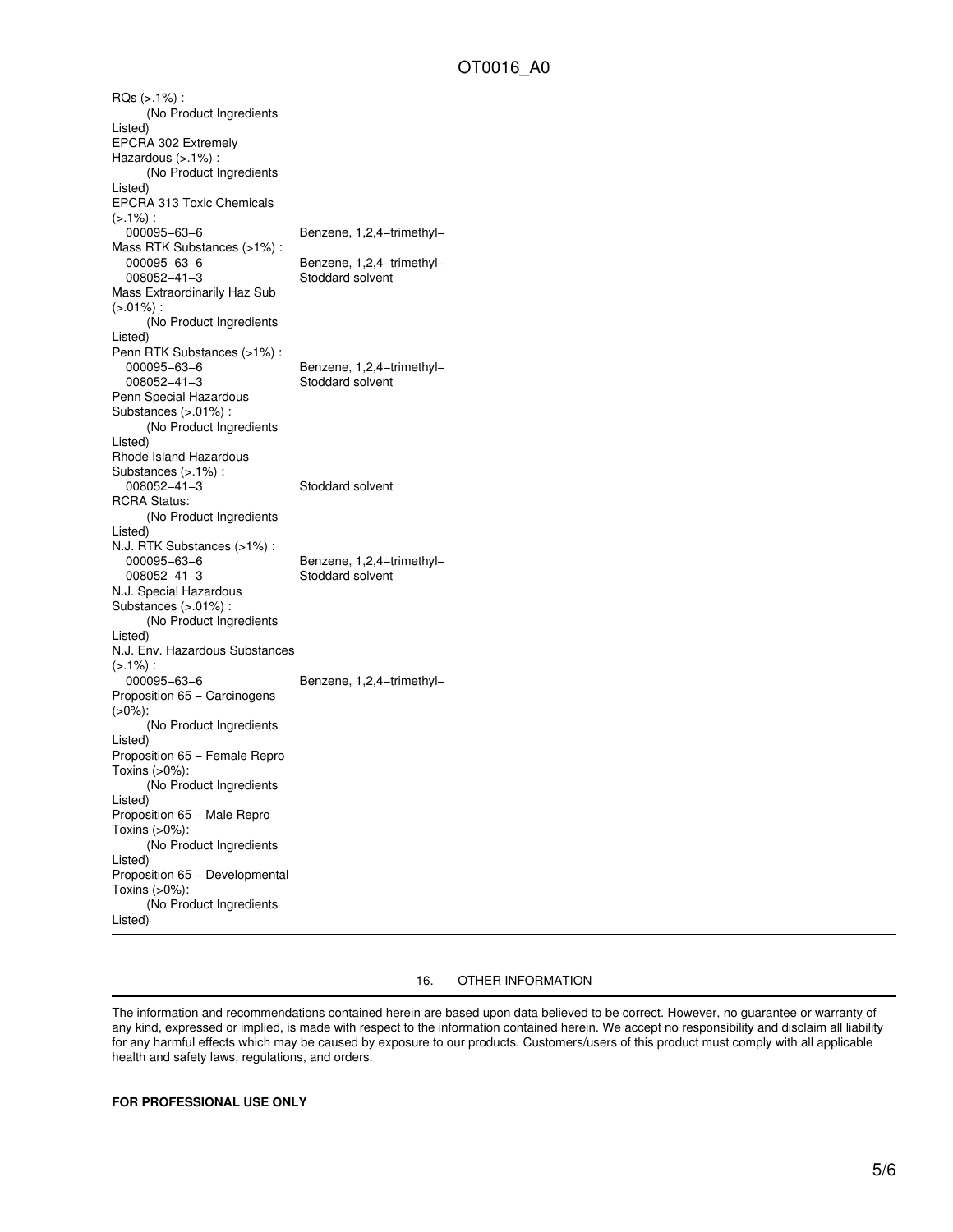RQs (>.1%) :
(No Product Ingredients Listed)

EPCRA 302 Extremely Hazardous (>.1%) :
(No Product Ingredients Listed)

EPCRA 313 Toxic Chemicals (>.1%) :

| | |
|---|---|
| 000095–63–6 | Benzene, 1,2,4–trimethyl– |

Mass RTK Substances (>1%) :

| | |
|---|---|
| 000095–63–6 | Benzene, 1,2,4–trimethyl– |
| 008052–41–3 | Stoddard solvent |

Mass Extraordinarily Haz Sub (>.01%) :
(No Product Ingredients Listed)

Penn RTK Substances (>1%) :

| | |
|---|---|
| 000095–63–6 | Benzene, 1,2,4–trimethyl– |
| 008052–41–3 | Stoddard solvent |

Penn Special Hazardous Substances (>.01%) :
(No Product Ingredients Listed)

Rhode Island Hazardous Substances (>.1%) :

| | |
|---|---|
| 008052–41–3 | Stoddard solvent |

RCRA Status:
(No Product Ingredients Listed)

N.J. RTK Substances (>1%) :

| | |
|---|---|
| 000095–63–6 | Benzene, 1,2,4–trimethyl– |
| 008052–41–3 | Stoddard solvent |

N.J. Special Hazardous Substances (>.01%) :
(No Product Ingredients Listed)

N.J. Env. Hazardous Substances (>.1%) :

| | |
|---|---|
| 000095–63–6 | Benzene, 1,2,4–trimethyl– |

Proposition 65 – Carcinogens (>0%):
(No Product Ingredients Listed)

Proposition 65 – Female Repro Toxins (>0%):
(No Product Ingredients Listed)

Proposition 65 – Male Repro Toxins (>0%):
(No Product Ingredients Listed)

Proposition 65 – Developmental Toxins (>0%):
(No Product Ingredients Listed)

## 16. OTHER INFORMATION

The information and recommendations contained herein are based upon data believed to be correct. However, no guarantee or warranty of any kind, expressed or implied, is made with respect to the information contained herein. We accept no responsibility and disclaim all liability for any harmful effects which may be caused by exposure to our products. Customers/users of this product must comply with all applicable health and safety laws, regulations, and orders.

**FOR PROFESSIONAL USE ONLY**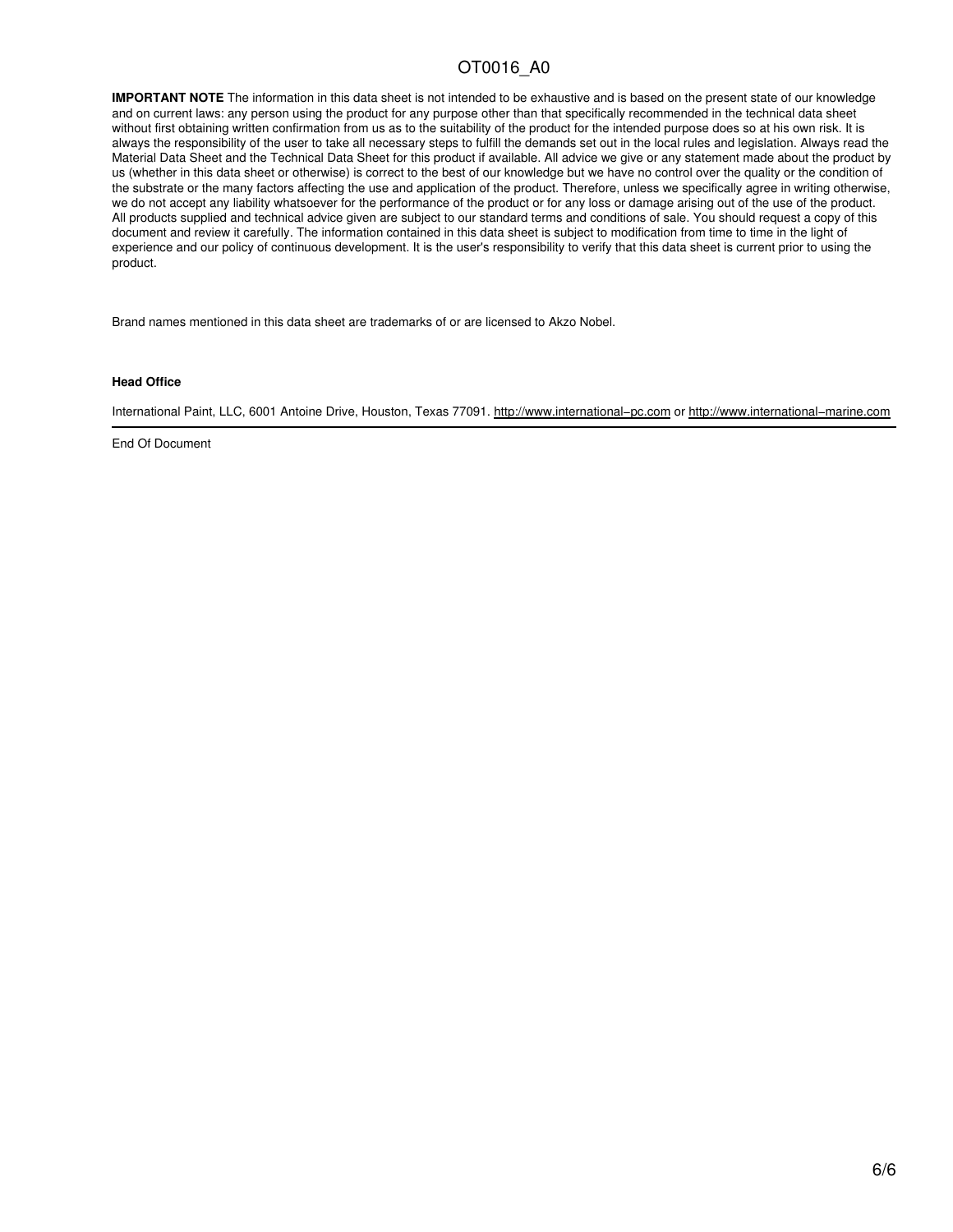**IMPORTANT NOTE** The information in this data sheet is not intended to be exhaustive and is based on the present state of our knowledge and on current laws: any person using the product for any purpose other than that specifically recommended in the technical data sheet without first obtaining written confirmation from us as to the suitability of the product for the intended purpose does so at his own risk. It is always the responsibility of the user to take all necessary steps to fulfill the demands set out in the local rules and legislation. Always read the Material Data Sheet and the Technical Data Sheet for this product if available. All advice we give or any statement made about the product by us (whether in this data sheet or otherwise) is correct to the best of our knowledge but we have no control over the quality or the condition of the substrate or the many factors affecting the use and application of the product. Therefore, unless we specifically agree in writing otherwise, we do not accept any liability whatsoever for the performance of the product or for any loss or damage arising out of the use of the product. All products supplied and technical advice given are subject to our standard terms and conditions of sale. You should request a copy of this document and review it carefully. The information contained in this data sheet is subject to modification from time to time in the light of experience and our policy of continuous development. It is the user's responsibility to verify that this data sheet is current prior to using the product.

Brand names mentioned in this data sheet are trademarks of or are licensed to Akzo Nobel.

**Head Office**

International Paint, LLC, 6001 Antoine Drive, Houston, Texas 77091. http://www.international-pc.com or http://www.international-marine.com

End Of Document